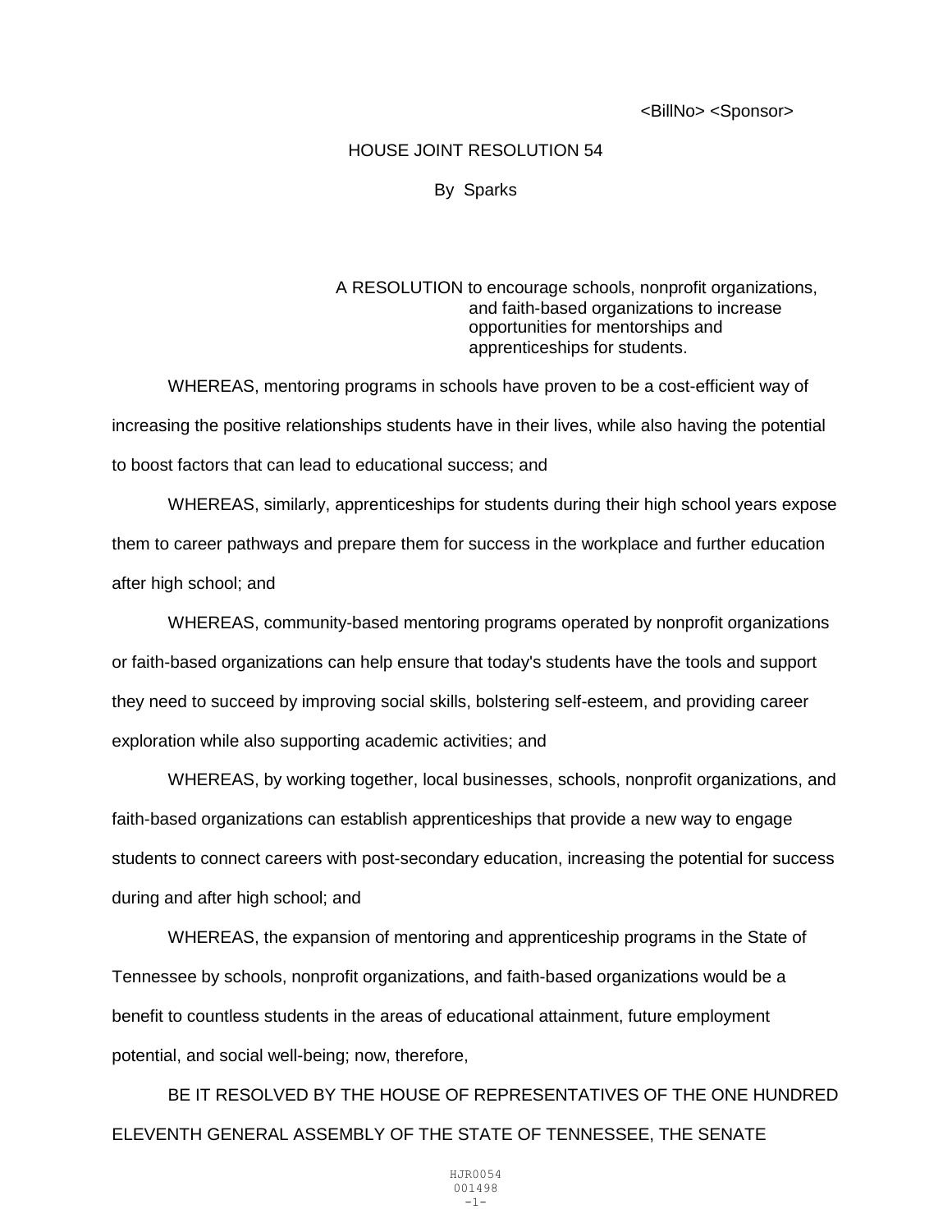<BillNo> <Sponsor>

# HOUSE JOINT RESOLUTION 54

By Sparks

A RESOLUTION to encourage schools, nonprofit organizations, and faith-based organizations to increase opportunities for mentorships and apprenticeships for students.

WHEREAS, mentoring programs in schools have proven to be a cost-efficient way of increasing the positive relationships students have in their lives, while also having the potential to boost factors that can lead to educational success; and

WHEREAS, similarly, apprenticeships for students during their high school years expose them to career pathways and prepare them for success in the workplace and further education after high school; and

WHEREAS, community-based mentoring programs operated by nonprofit organizations or faith-based organizations can help ensure that today's students have the tools and support they need to succeed by improving social skills, bolstering self-esteem, and providing career exploration while also supporting academic activities; and

WHEREAS, by working together, local businesses, schools, nonprofit organizations, and faith-based organizations can establish apprenticeships that provide a new way to engage students to connect careers with post-secondary education, increasing the potential for success during and after high school; and

WHEREAS, the expansion of mentoring and apprenticeship programs in the State of Tennessee by schools, nonprofit organizations, and faith-based organizations would be a benefit to countless students in the areas of educational attainment, future employment potential, and social well-being; now, therefore,

BE IT RESOLVED BY THE HOUSE OF REPRESENTATIVES OF THE ONE HUNDRED ELEVENTH GENERAL ASSEMBLY OF THE STATE OF TENNESSEE, THE SENATE

HJR0054
001498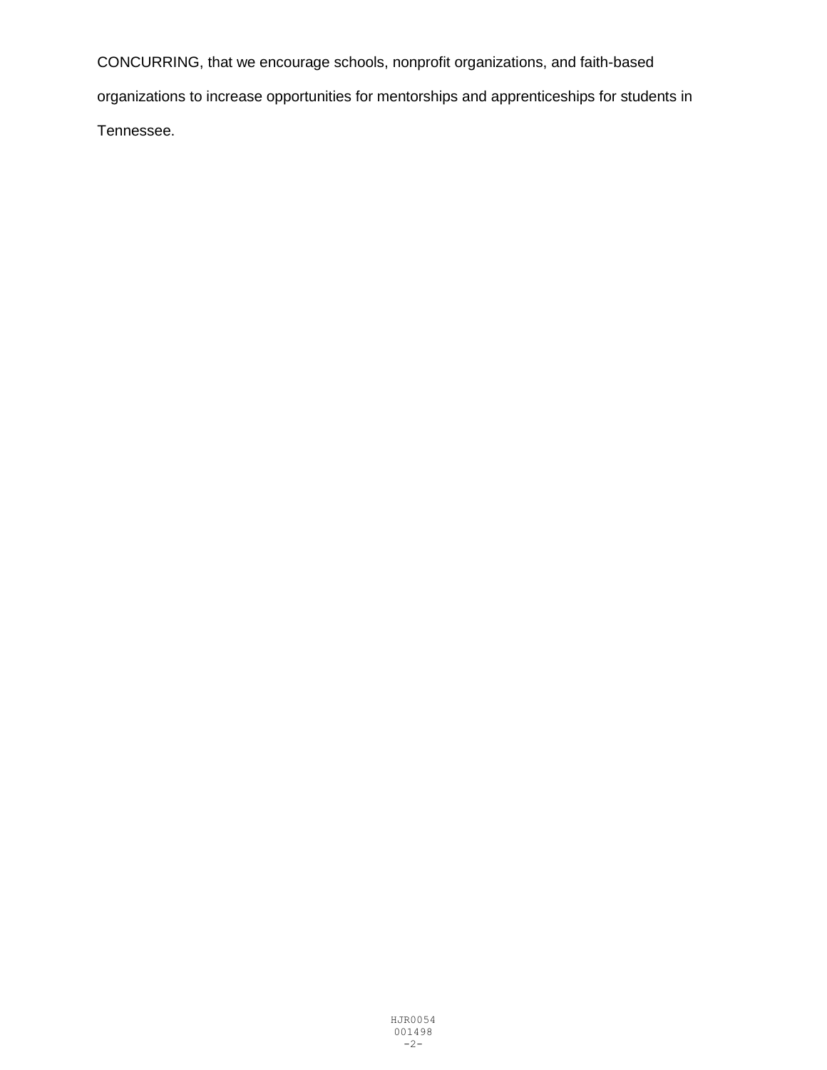CONCURRING, that we encourage schools, nonprofit organizations, and faith-based organizations to increase opportunities for mentorships and apprenticeships for students in Tennessee.